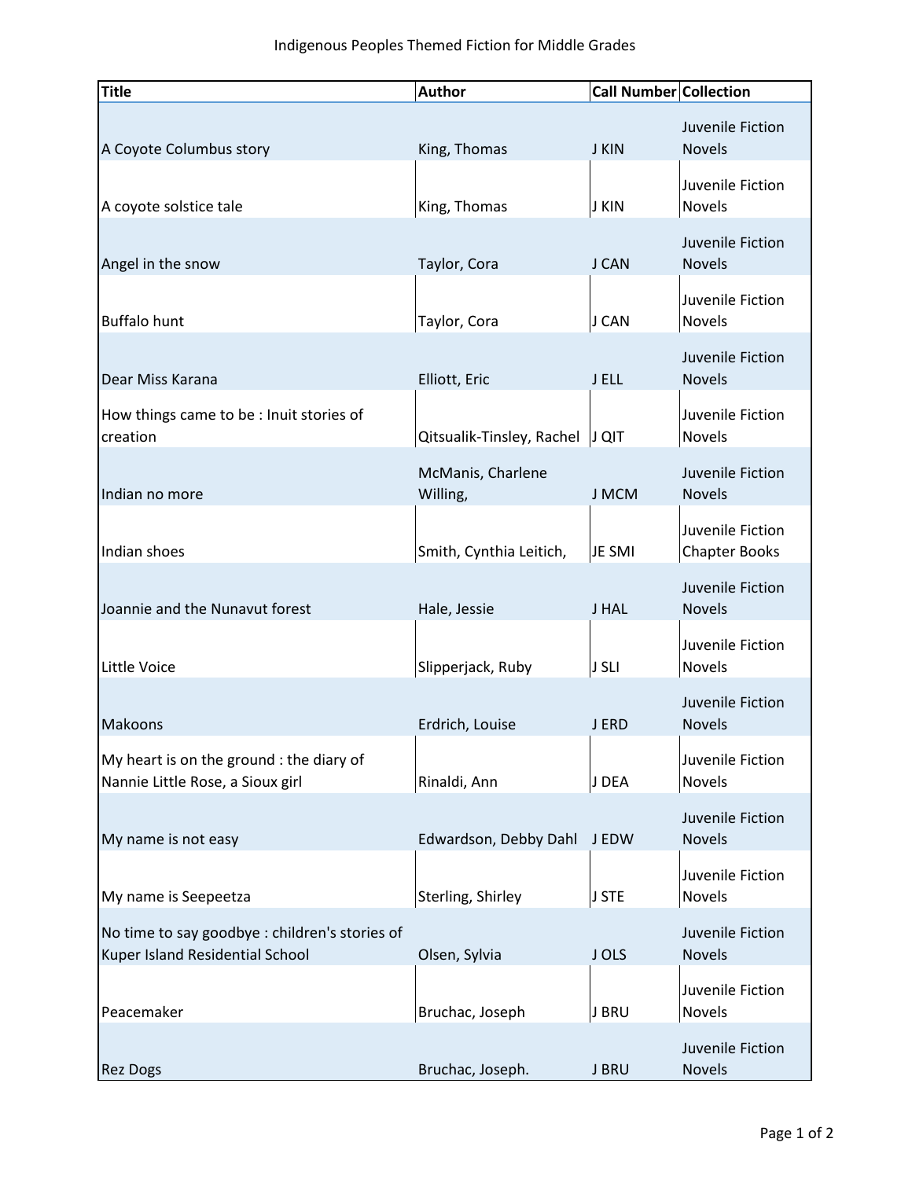Indigenous Peoples Themed Fiction for Middle Grades

| Title | Author | Call Number | Collection |
| --- | --- | --- | --- |
| A Coyote Columbus story | King, Thomas | J KIN | Juvenile Fiction Novels |
| A coyote solstice tale | King, Thomas | J KIN | Juvenile Fiction Novels |
| Angel in the snow | Taylor, Cora | J CAN | Juvenile Fiction Novels |
| Buffalo hunt | Taylor, Cora | J CAN | Juvenile Fiction Novels |
| Dear Miss Karana | Elliott, Eric | J ELL | Juvenile Fiction Novels |
| How things came to be : Inuit stories of creation | Qitsualik-Tinsley, Rachel | J QIT | Juvenile Fiction Novels |
| Indian no more | McManis, Charlene Willing, | J MCM | Juvenile Fiction Novels |
| Indian shoes | Smith, Cynthia Leitich, | JE SMI | Juvenile Fiction Chapter Books |
| Joannie and the Nunavut forest | Hale, Jessie | J HAL | Juvenile Fiction Novels |
| Little Voice | Slipperjack, Ruby | J SLI | Juvenile Fiction Novels |
| Makoons | Erdrich, Louise | J ERD | Juvenile Fiction Novels |
| My heart is on the ground : the diary of Nannie Little Rose, a Sioux girl | Rinaldi, Ann | J DEA | Juvenile Fiction Novels |
| My name is not easy | Edwardson, Debby Dahl | J EDW | Juvenile Fiction Novels |
| My name is Seepeetza | Sterling, Shirley | J STE | Juvenile Fiction Novels |
| No time to say goodbye : children's stories of Kuper Island Residential School | Olsen, Sylvia | J OLS | Juvenile Fiction Novels |
| Peacemaker | Bruchac, Joseph | J BRU | Juvenile Fiction Novels |
| Rez Dogs | Bruchac, Joseph. | J BRU | Juvenile Fiction Novels |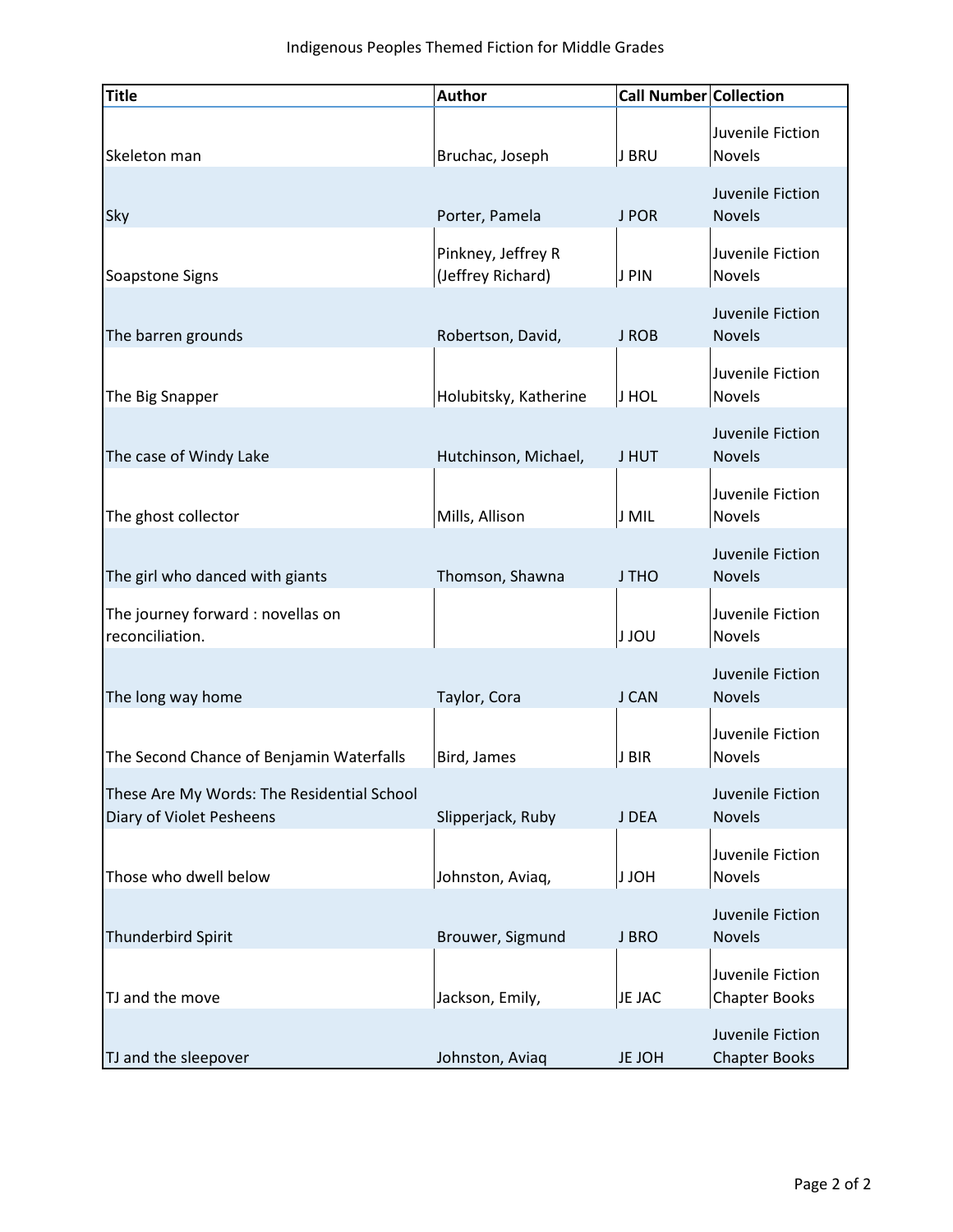# Indigenous Peoples Themed Fiction for Middle Grades

| Title | Author | Call Number | Collection |
|---|---|---|---|
| Skeleton man | Bruchac, Joseph | J BRU | Juvenile Fiction Novels |
| Sky | Porter, Pamela | J POR | Juvenile Fiction Novels |
| Soapstone Signs | Pinkney, Jeffrey R (Jeffrey Richard) | J PIN | Juvenile Fiction Novels |
| The barren grounds | Robertson, David, | J ROB | Juvenile Fiction Novels |
| The Big Snapper | Holubitsky, Katherine | J HOL | Juvenile Fiction Novels |
| The case of Windy Lake | Hutchinson, Michael, | J HUT | Juvenile Fiction Novels |
| The ghost collector | Mills, Allison | J MIL | Juvenile Fiction Novels |
| The girl who danced with giants | Thomson, Shawna | J THO | Juvenile Fiction Novels |
| The journey forward : novellas on reconciliation. | | J JOU | Juvenile Fiction Novels |
| The long way home | Taylor, Cora | J CAN | Juvenile Fiction Novels |
| The Second Chance of Benjamin Waterfalls | Bird, James | J BIR | Juvenile Fiction Novels |
| These Are My Words: The Residential School Diary of Violet Pesheens | Slipperjack, Ruby | J DEA | Juvenile Fiction Novels |
| Those who dwell below | Johnston, Aviaq, | J JOH | Juvenile Fiction Novels |
| Thunderbird Spirit | Brouwer, Sigmund | J BRO | Juvenile Fiction Novels |
| TJ and the move | Jackson, Emily, | JE JAC | Juvenile Fiction Chapter Books |
| TJ and the sleepover | Johnston, Aviaq | JE JOH | Juvenile Fiction Chapter Books |